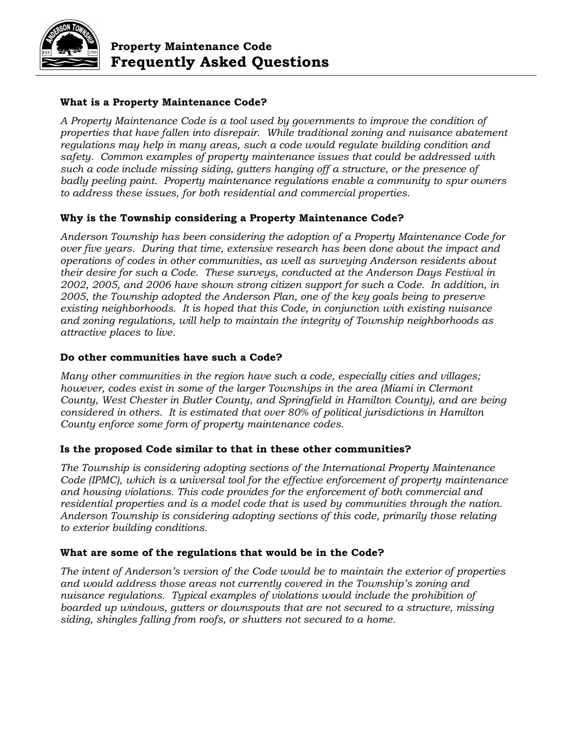# Property Maintenance Code
# Frequently Asked Questions

### What is a Property Maintenance Code?

*A Property Maintenance Code is a tool used by governments to improve the condition of properties that have fallen into disrepair. While traditional zoning and nuisance abatement regulations may help in many areas, such a code would regulate building condition and safety. Common examples of property maintenance issues that could be addressed with such a code include missing siding, gutters hanging off a structure, or the presence of badly peeling paint. Property maintenance regulations enable a community to spur owners to address these issues, for both residential and commercial properties.*

### Why is the Township considering a Property Maintenance Code?

*Anderson Township has been considering the adoption of a Property Maintenance Code for over five years. During that time, extensive research has been done about the impact and operations of codes in other communities, as well as surveying Anderson residents about their desire for such a Code. These surveys, conducted at the Anderson Days Festival in 2002, 2005, and 2006 have shown strong citizen support for such a Code. In addition, in 2005, the Township adopted the Anderson Plan, one of the key goals being to preserve existing neighborhoods. It is hoped that this Code, in conjunction with existing nuisance and zoning regulations, will help to maintain the integrity of Township neighborhoods as attractive places to live.*

### Do other communities have such a Code?

*Many other communities in the region have such a code, especially cities and villages; however, codes exist in some of the larger Townships in the area (Miami in Clermont County, West Chester in Butler County, and Springfield in Hamilton County), and are being considered in others. It is estimated that over 80% of political jurisdictions in Hamilton County enforce some form of property maintenance codes.*

### Is the proposed Code similar to that in these other communities?

*The Township is considering adopting sections of the International Property Maintenance Code (IPMC), which is a universal tool for the effective enforcement of property maintenance and housing violations. This code provides for the enforcement of both commercial and residential properties and is a model code that is used by communities through the nation. Anderson Township is considering adopting sections of this code, primarily those relating to exterior building conditions.*

### What are some of the regulations that would be in the Code?

*The intent of Anderson's version of the Code would be to maintain the exterior of properties and would address those areas not currently covered in the Township's zoning and nuisance regulations. Typical examples of violations would include the prohibition of boarded up windows, gutters or downspouts that are not secured to a structure, missing siding, shingles falling from roofs, or shutters not secured to a home.*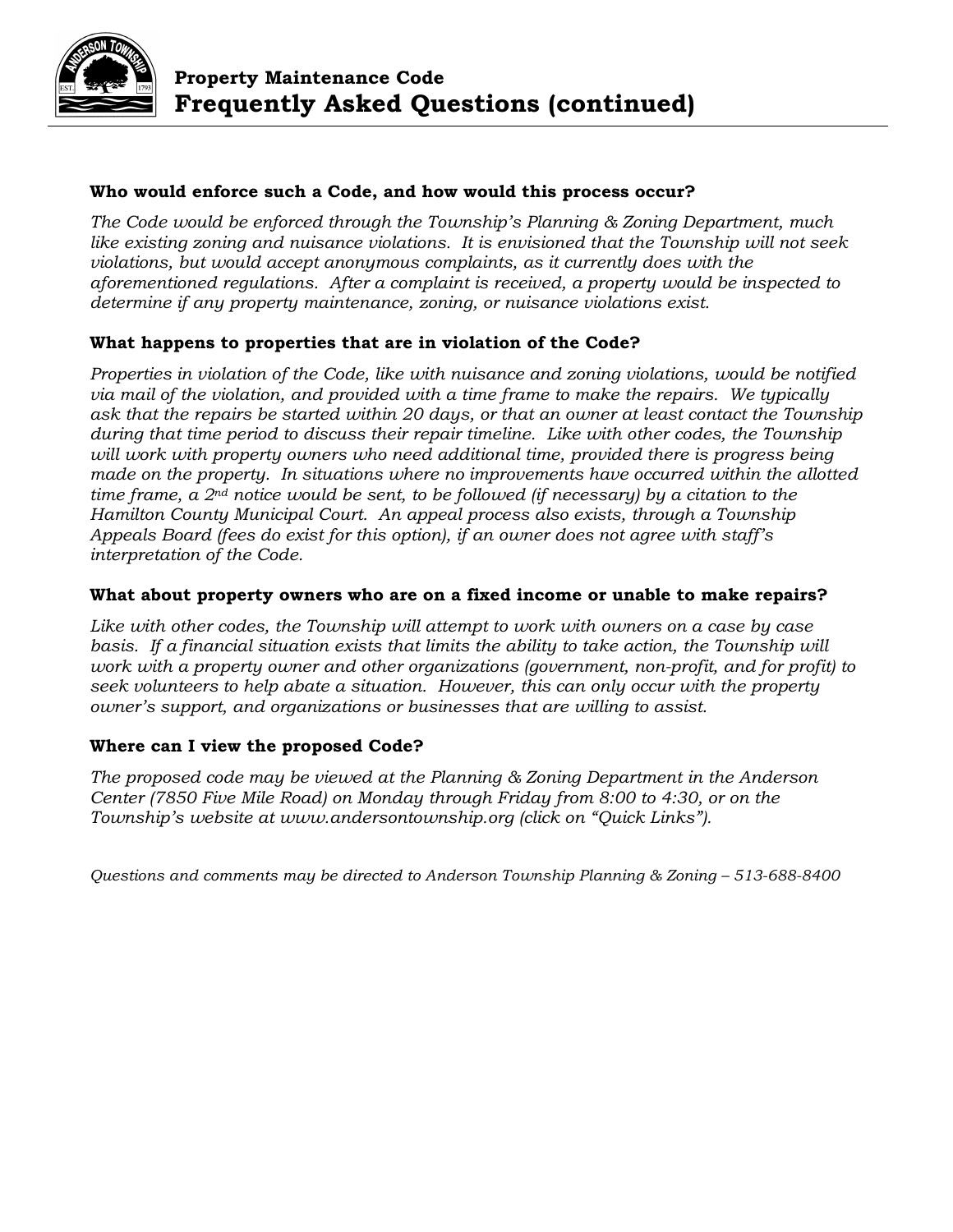# Property Maintenance Code
# Frequently Asked Questions (continued)

**Who would enforce such a Code, and how would this process occur?**

*The Code would be enforced through the Township's Planning & Zoning Department, much like existing zoning and nuisance violations. It is envisioned that the Township will not seek violations, but would accept anonymous complaints, as it currently does with the aforementioned regulations. After a complaint is received, a property would be inspected to determine if any property maintenance, zoning, or nuisance violations exist.*

**What happens to properties that are in violation of the Code?**

*Properties in violation of the Code, like with nuisance and zoning violations, would be notified via mail of the violation, and provided with a time frame to make the repairs. We typically ask that the repairs be started within 20 days, or that an owner at least contact the Township during that time period to discuss their repair timeline. Like with other codes, the Township will work with property owners who need additional time, provided there is progress being made on the property. In situations where no improvements have occurred within the allotted time frame, a 2nd notice would be sent, to be followed (if necessary) by a citation to the Hamilton County Municipal Court. An appeal process also exists, through a Township Appeals Board (fees do exist for this option), if an owner does not agree with staff's interpretation of the Code.*

**What about property owners who are on a fixed income or unable to make repairs?**

*Like with other codes, the Township will attempt to work with owners on a case by case basis. If a financial situation exists that limits the ability to take action, the Township will work with a property owner and other organizations (government, non-profit, and for profit) to seek volunteers to help abate a situation. However, this can only occur with the property owner's support, and organizations or businesses that are willing to assist.*

**Where can I view the proposed Code?**

*The proposed code may be viewed at the Planning & Zoning Department in the Anderson Center (7850 Five Mile Road) on Monday through Friday from 8:00 to 4:30, or on the Township's website at www.andersontownship.org (click on "Quick Links").*

*Questions and comments may be directed to Anderson Township Planning & Zoning – 513-688-8400*